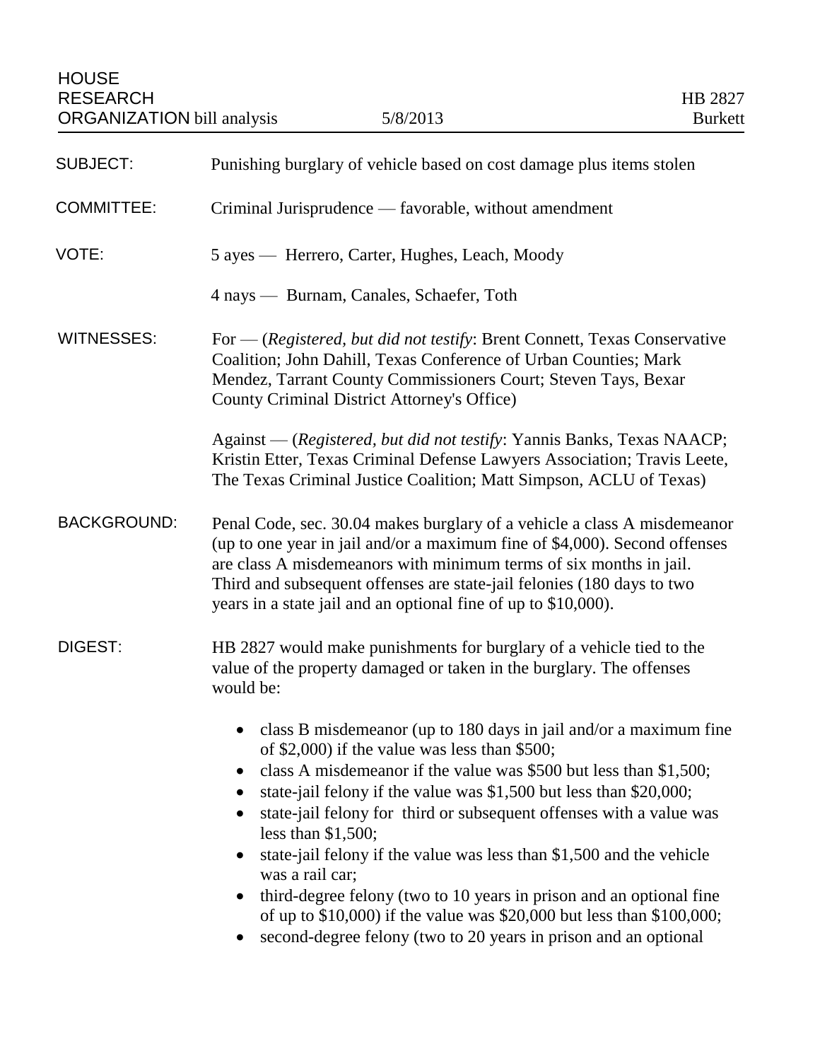HOUSE
RESEARCH
ORGANIZATION bill analysis — 5/8/2013 — HB 2827 Burkett

**SUBJECT:** Punishing burglary of vehicle based on cost damage plus items stolen

**COMMITTEE:** Criminal Jurisprudence — favorable, without amendment

**VOTE:** 5 ayes — Herrero, Carter, Hughes, Leach, Moody

4 nays — Burnam, Canales, Schaefer, Toth

**WITNESSES:** For — (*Registered, but did not testify*: Brent Connett, Texas Conservative Coalition; John Dahill, Texas Conference of Urban Counties; Mark Mendez, Tarrant County Commissioners Court; Steven Tays, Bexar County Criminal District Attorney's Office)

Against — (*Registered, but did not testify*: Yannis Banks, Texas NAACP; Kristin Etter, Texas Criminal Defense Lawyers Association; Travis Leete, The Texas Criminal Justice Coalition; Matt Simpson, ACLU of Texas)

**BACKGROUND:** Penal Code, sec. 30.04 makes burglary of a vehicle a class A misdemeanor (up to one year in jail and/or a maximum fine of $4,000). Second offenses are class A misdemeanors with minimum terms of six months in jail. Third and subsequent offenses are state-jail felonies (180 days to two years in a state jail and an optional fine of up to $10,000).

**DIGEST:** HB 2827 would make punishments for burglary of a vehicle tied to the value of the property damaged or taken in the burglary. The offenses would be:

- class B misdemeanor (up to 180 days in jail and/or a maximum fine of $2,000) if the value was less than $500;
- class A misdemeanor if the value was $500 but less than $1,500;
- state-jail felony if the value was $1,500 but less than $20,000;
- state-jail felony for third or subsequent offenses with a value was less than $1,500;
- state-jail felony if the value was less than $1,500 and the vehicle was a rail car;
- third-degree felony (two to 10 years in prison and an optional fine of up to $10,000) if the value was $20,000 but less than $100,000;
- second-degree felony (two to 20 years in prison and an optional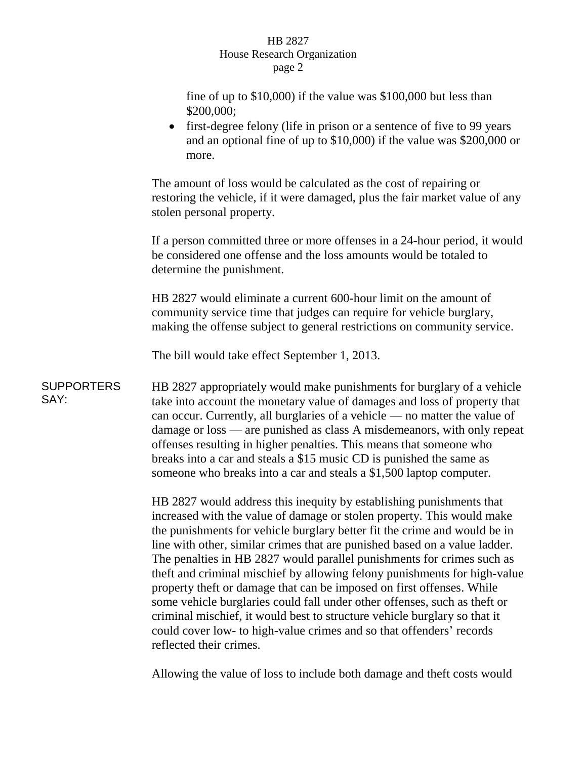fine of up to $10,000) if the value was $100,000 but less than $200,000;

- first-degree felony (life in prison or a sentence of five to 99 years and an optional fine of up to $10,000) if the value was $200,000 or more.

The amount of loss would be calculated as the cost of repairing or restoring the vehicle, if it were damaged, plus the fair market value of any stolen personal property.

If a person committed three or more offenses in a 24-hour period, it would be considered one offense and the loss amounts would be totaled to determine the punishment.

HB 2827 would eliminate a current 600-hour limit on the amount of community service time that judges can require for vehicle burglary, making the offense subject to general restrictions on community service.

The bill would take effect September 1, 2013.

**SUPPORTERS SAY:**

HB 2827 appropriately would make punishments for burglary of a vehicle take into account the monetary value of damages and loss of property that can occur. Currently, all burglaries of a vehicle — no matter the value of damage or loss — are punished as class A misdemeanors, with only repeat offenses resulting in higher penalties. This means that someone who breaks into a car and steals a $15 music CD is punished the same as someone who breaks into a car and steals a $1,500 laptop computer.

HB 2827 would address this inequity by establishing punishments that increased with the value of damage or stolen property. This would make the punishments for vehicle burglary better fit the crime and would be in line with other, similar crimes that are punished based on a value ladder. The penalties in HB 2827 would parallel punishments for crimes such as theft and criminal mischief by allowing felony punishments for high-value property theft or damage that can be imposed on first offenses. While some vehicle burglaries could fall under other offenses, such as theft or criminal mischief, it would best to structure vehicle burglary so that it could cover low- to high-value crimes and so that offenders' records reflected their crimes.

Allowing the value of loss to include both damage and theft costs would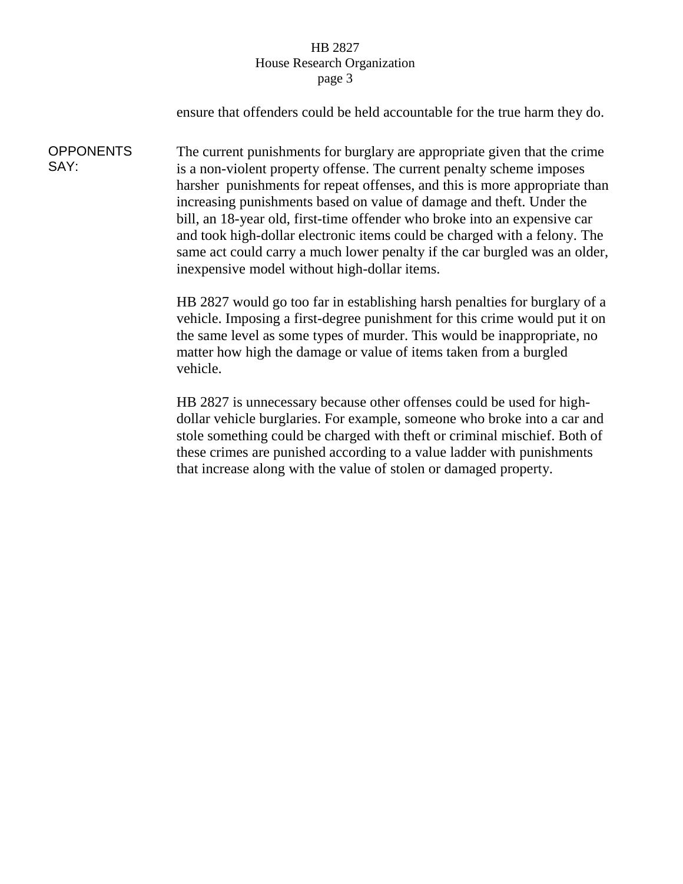ensure that offenders could be held accountable for the true harm they do.

**OPPONENTS SAY:**

The current punishments for burglary are appropriate given that the crime is a non-violent property offense. The current penalty scheme imposes harsher punishments for repeat offenses, and this is more appropriate than increasing punishments based on value of damage and theft. Under the bill, an 18-year old, first-time offender who broke into an expensive car and took high-dollar electronic items could be charged with a felony. The same act could carry a much lower penalty if the car burgled was an older, inexpensive model without high-dollar items.

HB 2827 would go too far in establishing harsh penalties for burglary of a vehicle. Imposing a first-degree punishment for this crime would put it on the same level as some types of murder. This would be inappropriate, no matter how high the damage or value of items taken from a burgled vehicle.

HB 2827 is unnecessary because other offenses could be used for high-dollar vehicle burglaries. For example, someone who broke into a car and stole something could be charged with theft or criminal mischief. Both of these crimes are punished according to a value ladder with punishments that increase along with the value of stolen or damaged property.